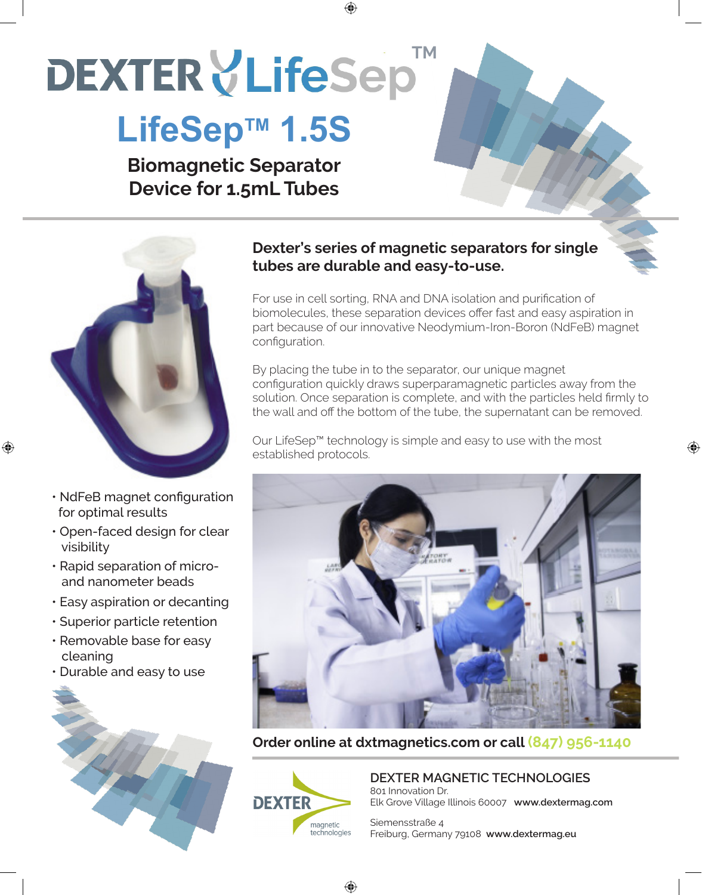# DEXTER LifeSep™

## LifeSep™ 1.5S

### Biomagnetic Separator Device for 1.5mL Tubes

**Dexter's series of magnetic separators for single tubes are durable and easy-to-use.**

For use in cell sorting, RNA and DNA isolation and purification of biomolecules, these separation devices offer fast and easy aspiration in part because of our innovative Neodymium-Iron-Boron (NdFeB) magnet configuration.

By placing the tube in to the separator, our unique magnet configuration quickly draws superparamagnetic particles away from the solution. Once separation is complete, and with the particles held firmly to the wall and off the bottom of the tube, the supernatant can be removed.

Our LifeSep™ technology is simple and easy to use with the most established protocols.

- NdFeB magnet configuration for optimal results
- Open-faced design for clear visibility
- Rapid separation of micro- and nanometer beads
- Easy aspiration or decanting
- Superior particle retention
- Removable base for easy cleaning
- Durable and easy to use

**Order online at dxtmagnetics.com or call (847) 956-1140**

DEXTER magnetic technologies

**DEXTER MAGNETIC TECHNOLOGIES**
801 Innovation Dr.
Elk Grove Village Illinois 60007 **www.dextermag.com**

Siemensstraße 4
Freiburg, Germany 79108 **www.dextermag.eu**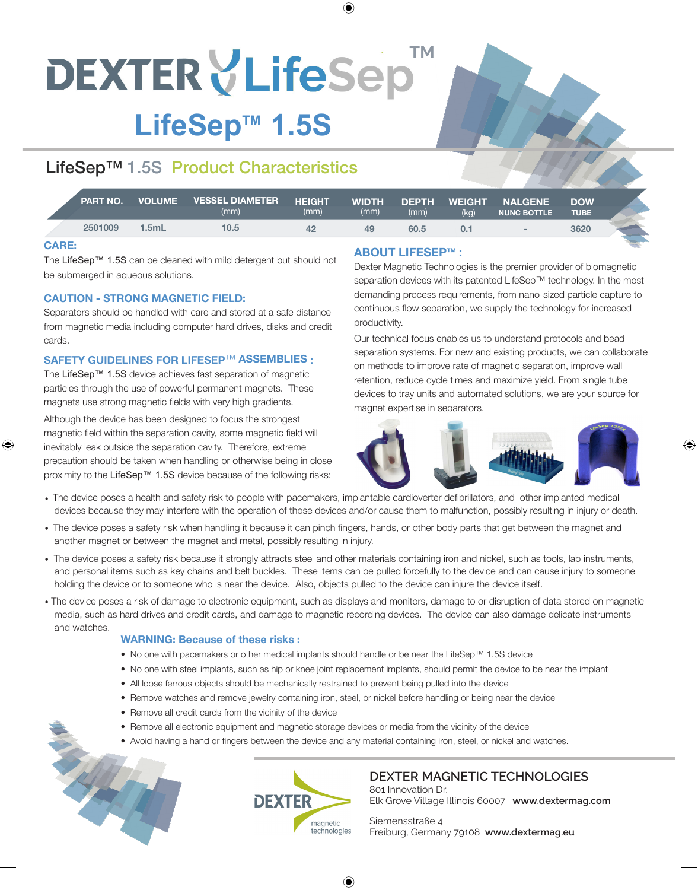# DEXTER LifeSep™

## LifeSep™ 1.5S

### LifeSep™ 1.5S Product Characteristics

| PART NO. | VOLUME | VESSEL DIAMETER (mm) | HEIGHT (mm) | WIDTH (mm) | DEPTH (mm) | WEIGHT (kg) | NALGENE NUNC BOTTLE | DOW TUBE |
|---|---|---|---|---|---|---|---|---|
| 2501009 | 1.5mL | 10.5 | 42 | 49 | 60.5 | 0.1 | - | 3620 |

### CARE:

The LifeSep™ 1.5S can be cleaned with mild detergent but should not be submerged in aqueous solutions.

### CAUTION - STRONG MAGNETIC FIELD:

Separators should be handled with care and stored at a safe distance from magnetic media including computer hard drives, disks and credit cards.

### SAFETY GUIDELINES FOR LIFESEP™ ASSEMBLIES :

The LifeSep™ 1.5S device achieves fast separation of magnetic particles through the use of powerful permanent magnets. These magnets use strong magnetic fields with very high gradients.

Although the device has been designed to focus the strongest magnetic field within the separation cavity, some magnetic field will inevitably leak outside the separation cavity. Therefore, extreme precaution should be taken when handling or otherwise being in close proximity to the LifeSep™ 1.5S device because of the following risks:

### ABOUT LIFESEP™ :

Dexter Magnetic Technologies is the premier provider of biomagnetic separation devices with its patented LifeSep™ technology. In the most demanding process requirements, from nano-sized particle capture to continuous flow separation, we supply the technology for increased productivity.

Our technical focus enables us to understand protocols and bead separation systems. For new and existing products, we can collaborate on methods to improve rate of magnetic separation, improve wall retention, reduce cycle times and maximize yield. From single tube devices to tray units and automated solutions, we are your source for magnet expertise in separators.

- The device poses a health and safety risk to people with pacemakers, implantable cardioverter defibrillators, and other implanted medical devices because they may interfere with the operation of those devices and/or cause them to malfunction, possibly resulting in injury or death.
- The device poses a safety risk when handling it because it can pinch fingers, hands, or other body parts that get between the magnet and another magnet or between the magnet and metal, possibly resulting in injury.
- The device poses a safety risk because it strongly attracts steel and other materials containing iron and nickel, such as tools, lab instruments, and personal items such as key chains and belt buckles. These items can be pulled forcefully to the device and can cause injury to someone holding the device or to someone who is near the device. Also, objects pulled to the device can injure the device itself.
- The device poses a risk of damage to electronic equipment, such as displays and monitors, damage to or disruption of data stored on magnetic media, such as hard drives and credit cards, and damage to magnetic recording devices. The device can also damage delicate instruments and watches.

### WARNING: Because of these risks :

- No one with pacemakers or other medical implants should handle or be near the LifeSep™ 1.5S device
- No one with steel implants, such as hip or knee joint replacement implants, should permit the device to be near the implant
- All loose ferrous objects should be mechanically restrained to prevent being pulled into the device
- Remove watches and remove jewelry containing iron, steel, or nickel before handling or being near the device
- Remove all credit cards from the vicinity of the device
- Remove all electronic equipment and magnetic storage devices or media from the vicinity of the device
- Avoid having a hand or fingers between the device and any material containing iron, steel, or nickel and watches.

DEXTER magnetic technologies

**DEXTER MAGNETIC TECHNOLOGIES**

801 Innovation Dr.
Elk Grove Village Illinois 60007 **www.dextermag.com**

Siemensstraße 4
Freiburg, Germany 79108 **www.dextermag.eu**